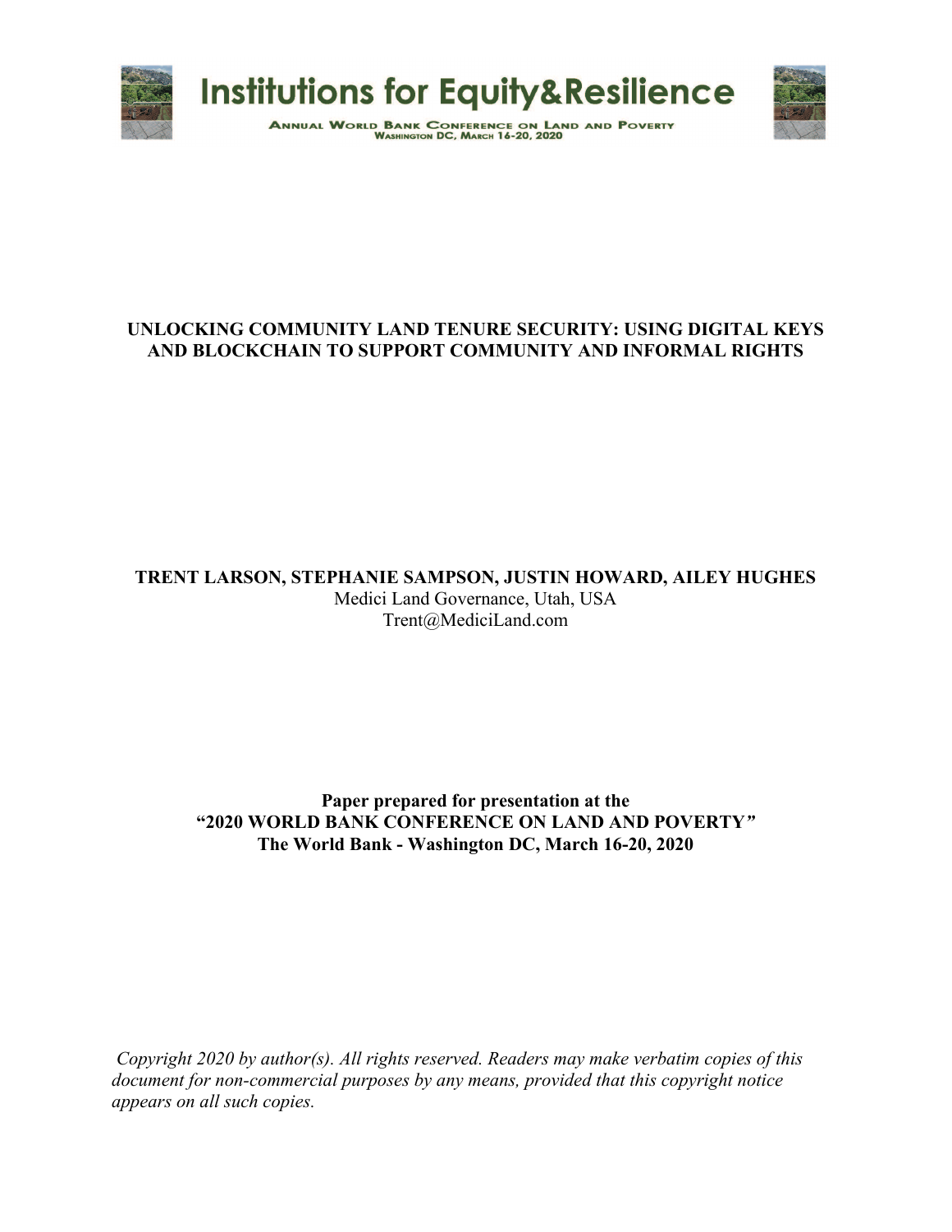Institutions for Equity&Resilience

ANNUAL WORLD BANK CONFERENCE ON LAND AND POVERTY
WASHINGTON DC, MARCH 16-20, 2020

# UNLOCKING COMMUNITY LAND TENURE SECURITY: USING DIGITAL KEYS AND BLOCKCHAIN TO SUPPORT COMMUNITY AND INFORMAL RIGHTS

**TRENT LARSON, STEPHANIE SAMPSON, JUSTIN HOWARD, AILEY HUGHES**
Medici Land Governance, Utah, USA
Trent@MediciLand.com

**Paper prepared for presentation at the**
**"2020 WORLD BANK CONFERENCE ON LAND AND POVERTY"**
**The World Bank - Washington DC, March 16-20, 2020**

*Copyright 2020 by author(s). All rights reserved. Readers may make verbatim copies of this document for non-commercial purposes by any means, provided that this copyright notice appears on all such copies.*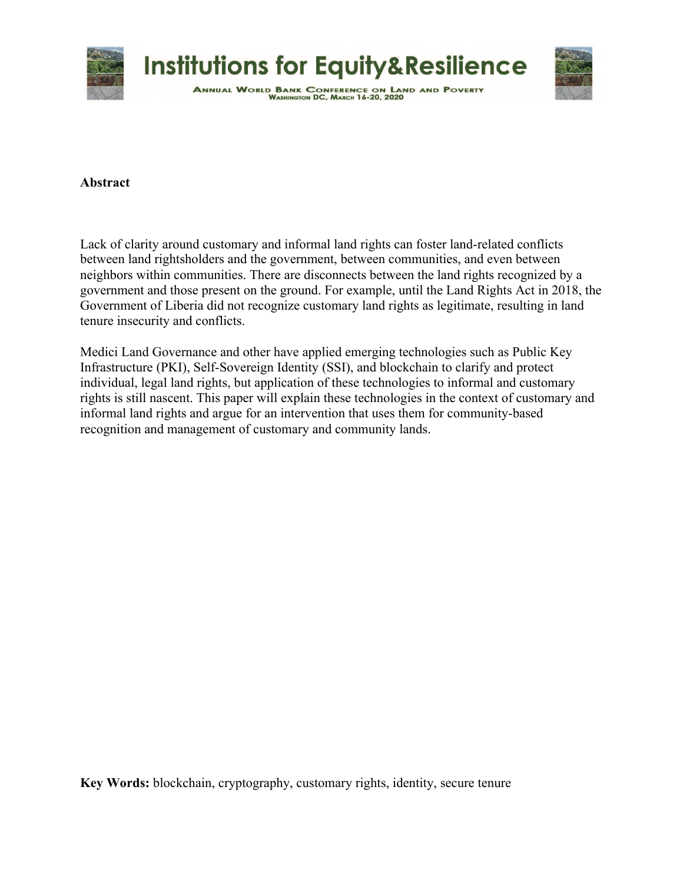**Abstract**

Lack of clarity around customary and informal land rights can foster land-related conflicts between land rightsholders and the government, between communities, and even between neighbors within communities. There are disconnects between the land rights recognized by a government and those present on the ground. For example, until the Land Rights Act in 2018, the Government of Liberia did not recognize customary land rights as legitimate, resulting in land tenure insecurity and conflicts.

Medici Land Governance and other have applied emerging technologies such as Public Key Infrastructure (PKI), Self-Sovereign Identity (SSI), and blockchain to clarify and protect individual, legal land rights, but application of these technologies to informal and customary rights is still nascent. This paper will explain these technologies in the context of customary and informal land rights and argue for an intervention that uses them for community-based recognition and management of customary and community lands.

**Key Words:** blockchain, cryptography, customary rights, identity, secure tenure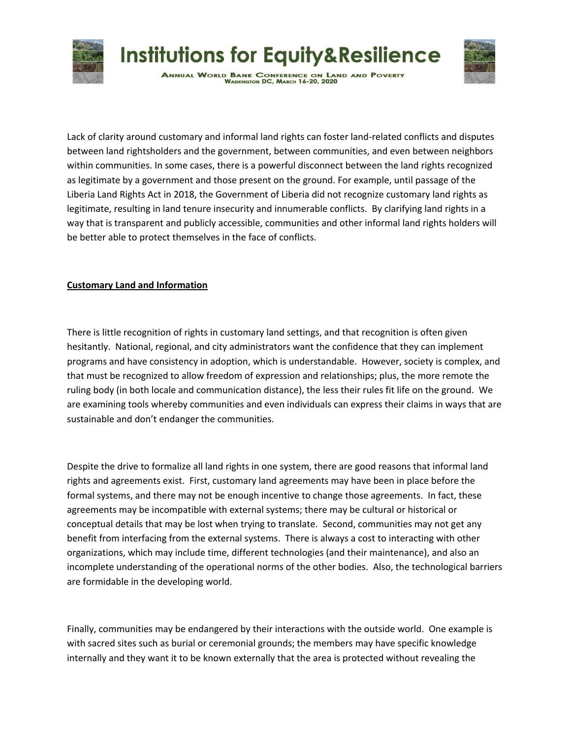Lack of clarity around customary and informal land rights can foster land-related conflicts and disputes between land rightsholders and the government, between communities, and even between neighbors within communities. In some cases, there is a powerful disconnect between the land rights recognized as legitimate by a government and those present on the ground. For example, until passage of the Liberia Land Rights Act in 2018, the Government of Liberia did not recognize customary land rights as legitimate, resulting in land tenure insecurity and innumerable conflicts. By clarifying land rights in a way that is transparent and publicly accessible, communities and other informal land rights holders will be better able to protect themselves in the face of conflicts.

## Customary Land and Information

There is little recognition of rights in customary land settings, and that recognition is often given hesitantly. National, regional, and city administrators want the confidence that they can implement programs and have consistency in adoption, which is understandable. However, society is complex, and that must be recognized to allow freedom of expression and relationships; plus, the more remote the ruling body (in both locale and communication distance), the less their rules fit life on the ground. We are examining tools whereby communities and even individuals can express their claims in ways that are sustainable and don't endanger the communities.

Despite the drive to formalize all land rights in one system, there are good reasons that informal land rights and agreements exist. First, customary land agreements may have been in place before the formal systems, and there may not be enough incentive to change those agreements. In fact, these agreements may be incompatible with external systems; there may be cultural or historical or conceptual details that may be lost when trying to translate. Second, communities may not get any benefit from interfacing from the external systems. There is always a cost to interacting with other organizations, which may include time, different technologies (and their maintenance), and also an incomplete understanding of the operational norms of the other bodies. Also, the technological barriers are formidable in the developing world.

Finally, communities may be endangered by their interactions with the outside world. One example is with sacred sites such as burial or ceremonial grounds; the members may have specific knowledge internally and they want it to be known externally that the area is protected without revealing the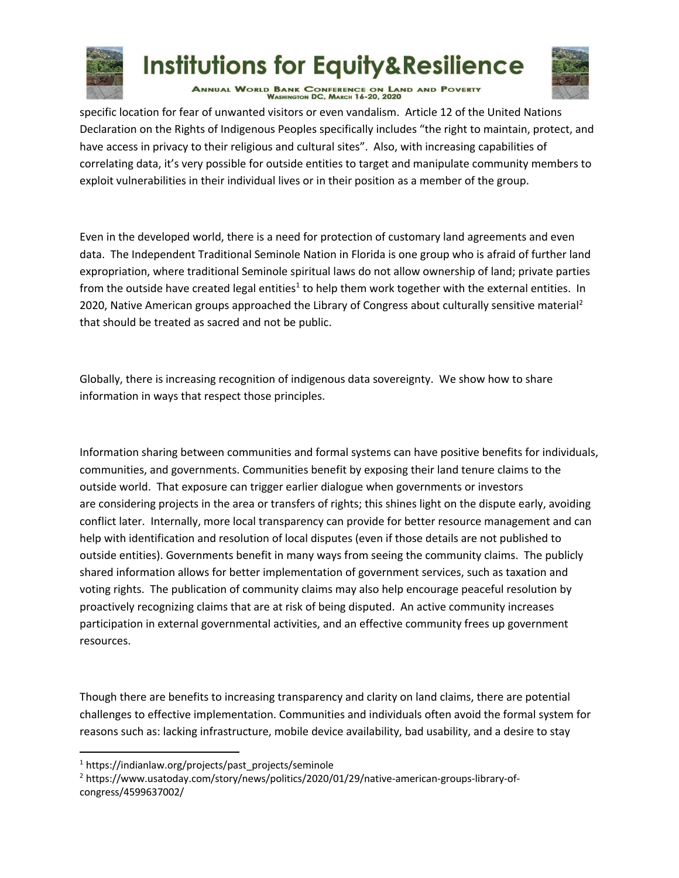specific location for fear of unwanted visitors or even vandalism. Article 12 of the United Nations Declaration on the Rights of Indigenous Peoples specifically includes "the right to maintain, protect, and have access in privacy to their religious and cultural sites". Also, with increasing capabilities of correlating data, it's very possible for outside entities to target and manipulate community members to exploit vulnerabilities in their individual lives or in their position as a member of the group.

Even in the developed world, there is a need for protection of customary land agreements and even data. The Independent Traditional Seminole Nation in Florida is one group who is afraid of further land expropriation, where traditional Seminole spiritual laws do not allow ownership of land; private parties from the outside have created legal entities[1] to help them work together with the external entities. In 2020, Native American groups approached the Library of Congress about culturally sensitive material[2] that should be treated as sacred and not be public.

Globally, there is increasing recognition of indigenous data sovereignty. We show how to share information in ways that respect those principles.

Information sharing between communities and formal systems can have positive benefits for individuals, communities, and governments. Communities benefit by exposing their land tenure claims to the outside world. That exposure can trigger earlier dialogue when governments or investors are considering projects in the area or transfers of rights; this shines light on the dispute early, avoiding conflict later. Internally, more local transparency can provide for better resource management and can help with identification and resolution of local disputes (even if those details are not published to outside entities). Governments benefit in many ways from seeing the community claims. The publicly shared information allows for better implementation of government services, such as taxation and voting rights. The publication of community claims may also help encourage peaceful resolution by proactively recognizing claims that are at risk of being disputed. An active community increases participation in external governmental activities, and an effective community frees up government resources.

Though there are benefits to increasing transparency and clarity on land claims, there are potential challenges to effective implementation. Communities and individuals often avoid the formal system for reasons such as: lacking infrastructure, mobile device availability, bad usability, and a desire to stay

[1] https://indianlaw.org/projects/past_projects/seminole

[2] https://www.usatoday.com/story/news/politics/2020/01/29/native-american-groups-library-of-congress/4599637002/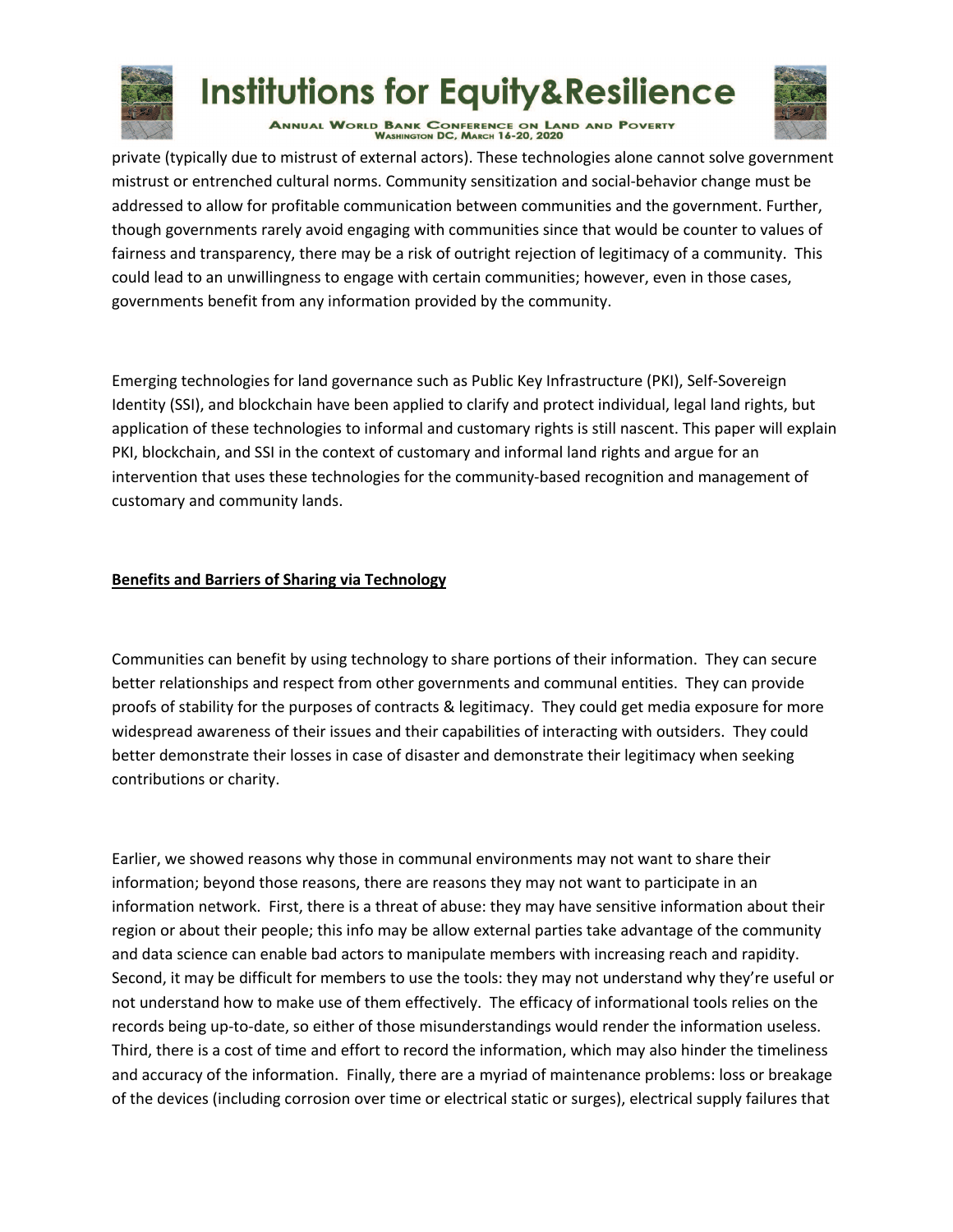private (typically due to mistrust of external actors). These technologies alone cannot solve government mistrust or entrenched cultural norms. Community sensitization and social-behavior change must be addressed to allow for profitable communication between communities and the government. Further, though governments rarely avoid engaging with communities since that would be counter to values of fairness and transparency, there may be a risk of outright rejection of legitimacy of a community. This could lead to an unwillingness to engage with certain communities; however, even in those cases, governments benefit from any information provided by the community.

Emerging technologies for land governance such as Public Key Infrastructure (PKI), Self-Sovereign Identity (SSI), and blockchain have been applied to clarify and protect individual, legal land rights, but application of these technologies to informal and customary rights is still nascent. This paper will explain PKI, blockchain, and SSI in the context of customary and informal land rights and argue for an intervention that uses these technologies for the community-based recognition and management of customary and community lands.

**Benefits and Barriers of Sharing via Technology**

Communities can benefit by using technology to share portions of their information. They can secure better relationships and respect from other governments and communal entities. They can provide proofs of stability for the purposes of contracts & legitimacy. They could get media exposure for more widespread awareness of their issues and their capabilities of interacting with outsiders. They could better demonstrate their losses in case of disaster and demonstrate their legitimacy when seeking contributions or charity.

Earlier, we showed reasons why those in communal environments may not want to share their information; beyond those reasons, there are reasons they may not want to participate in an information network. First, there is a threat of abuse: they may have sensitive information about their region or about their people; this info may be allow external parties take advantage of the community and data science can enable bad actors to manipulate members with increasing reach and rapidity. Second, it may be difficult for members to use the tools: they may not understand why they're useful or not understand how to make use of them effectively. The efficacy of informational tools relies on the records being up-to-date, so either of those misunderstandings would render the information useless. Third, there is a cost of time and effort to record the information, which may also hinder the timeliness and accuracy of the information. Finally, there are a myriad of maintenance problems: loss or breakage of the devices (including corrosion over time or electrical static or surges), electrical supply failures that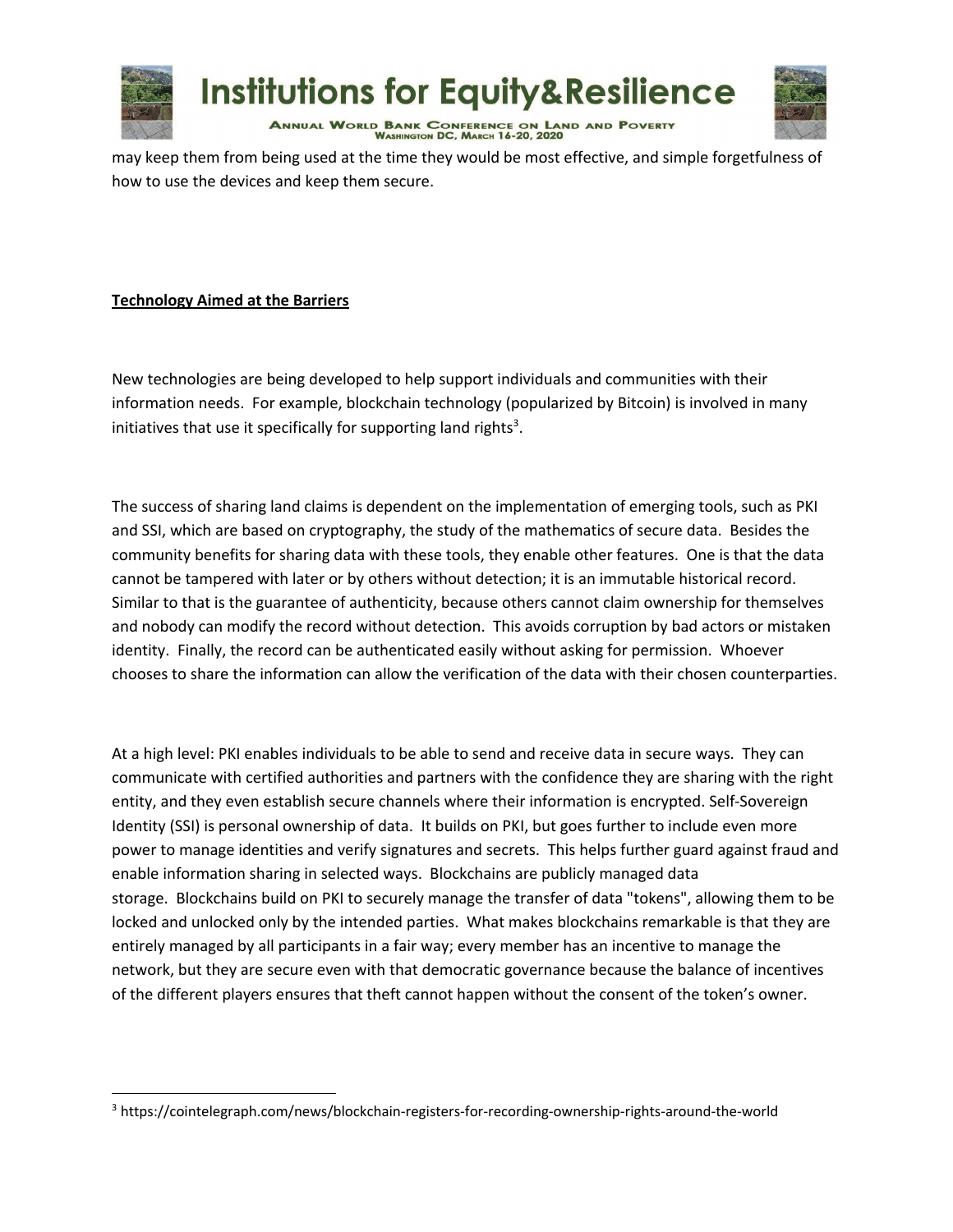may keep them from being used at the time they would be most effective, and simple forgetfulness of how to use the devices and keep them secure.

**Technology Aimed at the Barriers**

New technologies are being developed to help support individuals and communities with their information needs. For example, blockchain technology (popularized by Bitcoin) is involved in many initiatives that use it specifically for supporting land rights[3].

The success of sharing land claims is dependent on the implementation of emerging tools, such as PKI and SSI, which are based on cryptography, the study of the mathematics of secure data. Besides the community benefits for sharing data with these tools, they enable other features. One is that the data cannot be tampered with later or by others without detection; it is an immutable historical record. Similar to that is the guarantee of authenticity, because others cannot claim ownership for themselves and nobody can modify the record without detection. This avoids corruption by bad actors or mistaken identity. Finally, the record can be authenticated easily without asking for permission. Whoever chooses to share the information can allow the verification of the data with their chosen counterparties.

At a high level: PKI enables individuals to be able to send and receive data in secure ways. They can communicate with certified authorities and partners with the confidence they are sharing with the right entity, and they even establish secure channels where their information is encrypted. Self-Sovereign Identity (SSI) is personal ownership of data. It builds on PKI, but goes further to include even more power to manage identities and verify signatures and secrets. This helps further guard against fraud and enable information sharing in selected ways. Blockchains are publicly managed data storage. Blockchains build on PKI to securely manage the transfer of data "tokens", allowing them to be locked and unlocked only by the intended parties. What makes blockchains remarkable is that they are entirely managed by all participants in a fair way; every member has an incentive to manage the network, but they are secure even with that democratic governance because the balance of incentives of the different players ensures that theft cannot happen without the consent of the token's owner.

[3] https://cointelegraph.com/news/blockchain-registers-for-recording-ownership-rights-around-the-world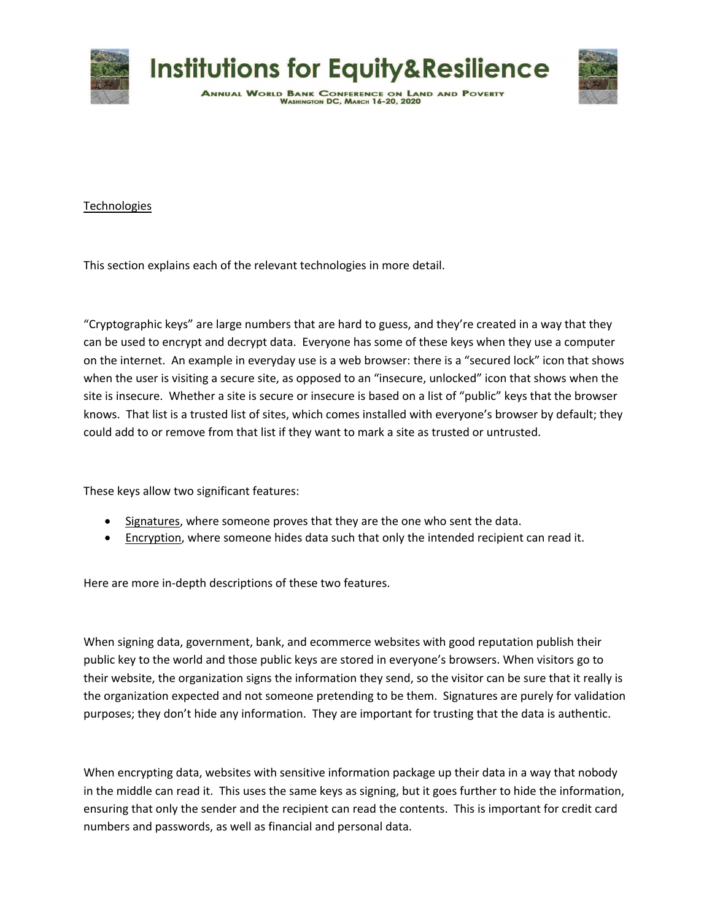Technologies

This section explains each of the relevant technologies in more detail.

"Cryptographic keys" are large numbers that are hard to guess, and they're created in a way that they can be used to encrypt and decrypt data. Everyone has some of these keys when they use a computer on the internet. An example in everyday use is a web browser: there is a "secured lock" icon that shows when the user is visiting a secure site, as opposed to an "insecure, unlocked" icon that shows when the site is insecure. Whether a site is secure or insecure is based on a list of "public" keys that the browser knows. That list is a trusted list of sites, which comes installed with everyone's browser by default; they could add to or remove from that list if they want to mark a site as trusted or untrusted.

These keys allow two significant features:

- Signatures, where someone proves that they are the one who sent the data.
- Encryption, where someone hides data such that only the intended recipient can read it.

Here are more in-depth descriptions of these two features.

When signing data, government, bank, and ecommerce websites with good reputation publish their public key to the world and those public keys are stored in everyone's browsers. When visitors go to their website, the organization signs the information they send, so the visitor can be sure that it really is the organization expected and not someone pretending to be them. Signatures are purely for validation purposes; they don't hide any information. They are important for trusting that the data is authentic.

When encrypting data, websites with sensitive information package up their data in a way that nobody in the middle can read it. This uses the same keys as signing, but it goes further to hide the information, ensuring that only the sender and the recipient can read the contents. This is important for credit card numbers and passwords, as well as financial and personal data.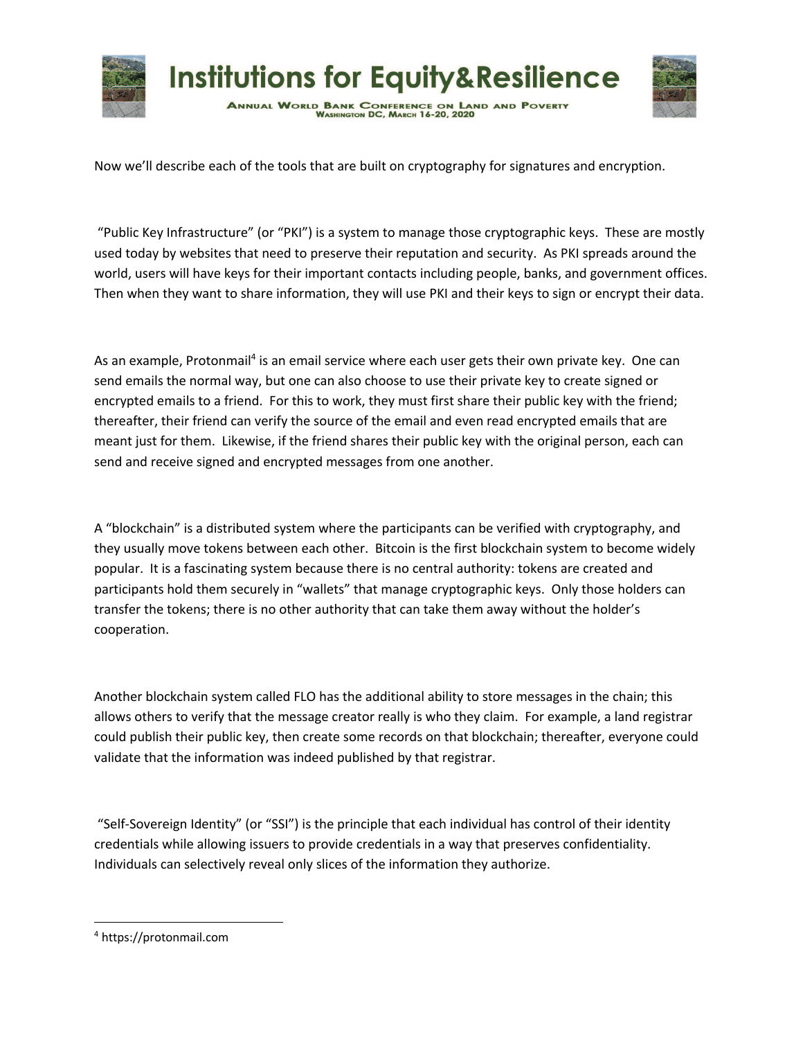Now we'll describe each of the tools that are built on cryptography for signatures and encryption.

"Public Key Infrastructure" (or "PKI") is a system to manage those cryptographic keys. These are mostly used today by websites that need to preserve their reputation and security. As PKI spreads around the world, users will have keys for their important contacts including people, banks, and government offices. Then when they want to share information, they will use PKI and their keys to sign or encrypt their data.

As an example, Protonmail[4] is an email service where each user gets their own private key. One can send emails the normal way, but one can also choose to use their private key to create signed or encrypted emails to a friend. For this to work, they must first share their public key with the friend; thereafter, their friend can verify the source of the email and even read encrypted emails that are meant just for them. Likewise, if the friend shares their public key with the original person, each can send and receive signed and encrypted messages from one another.

A "blockchain" is a distributed system where the participants can be verified with cryptography, and they usually move tokens between each other. Bitcoin is the first blockchain system to become widely popular. It is a fascinating system because there is no central authority: tokens are created and participants hold them securely in "wallets" that manage cryptographic keys. Only those holders can transfer the tokens; there is no other authority that can take them away without the holder's cooperation.

Another blockchain system called FLO has the additional ability to store messages in the chain; this allows others to verify that the message creator really is who they claim. For example, a land registrar could publish their public key, then create some records on that blockchain; thereafter, everyone could validate that the information was indeed published by that registrar.

"Self-Sovereign Identity" (or "SSI") is the principle that each individual has control of their identity credentials while allowing issuers to provide credentials in a way that preserves confidentiality. Individuals can selectively reveal only slices of the information they authorize.

---

[4] https://protonmail.com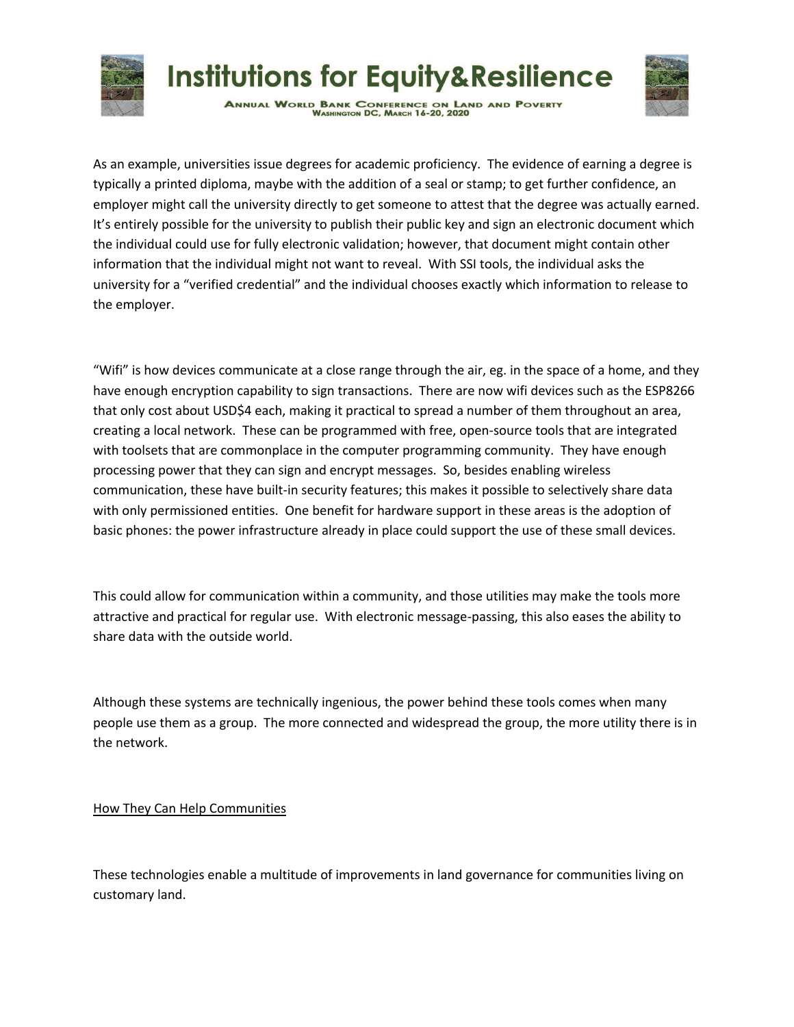As an example, universities issue degrees for academic proficiency. The evidence of earning a degree is typically a printed diploma, maybe with the addition of a seal or stamp; to get further confidence, an employer might call the university directly to get someone to attest that the degree was actually earned. It's entirely possible for the university to publish their public key and sign an electronic document which the individual could use for fully electronic validation; however, that document might contain other information that the individual might not want to reveal. With SSI tools, the individual asks the university for a "verified credential" and the individual chooses exactly which information to release to the employer.

"Wifi" is how devices communicate at a close range through the air, eg. in the space of a home, and they have enough encryption capability to sign transactions. There are now wifi devices such as the ESP8266 that only cost about USD$4 each, making it practical to spread a number of them throughout an area, creating a local network. These can be programmed with free, open-source tools that are integrated with toolsets that are commonplace in the computer programming community. They have enough processing power that they can sign and encrypt messages. So, besides enabling wireless communication, these have built-in security features; this makes it possible to selectively share data with only permissioned entities. One benefit for hardware support in these areas is the adoption of basic phones: the power infrastructure already in place could support the use of these small devices.

This could allow for communication within a community, and those utilities may make the tools more attractive and practical for regular use. With electronic message-passing, this also eases the ability to share data with the outside world.

Although these systems are technically ingenious, the power behind these tools comes when many people use them as a group. The more connected and widespread the group, the more utility there is in the network.

## How They Can Help Communities

These technologies enable a multitude of improvements in land governance for communities living on customary land.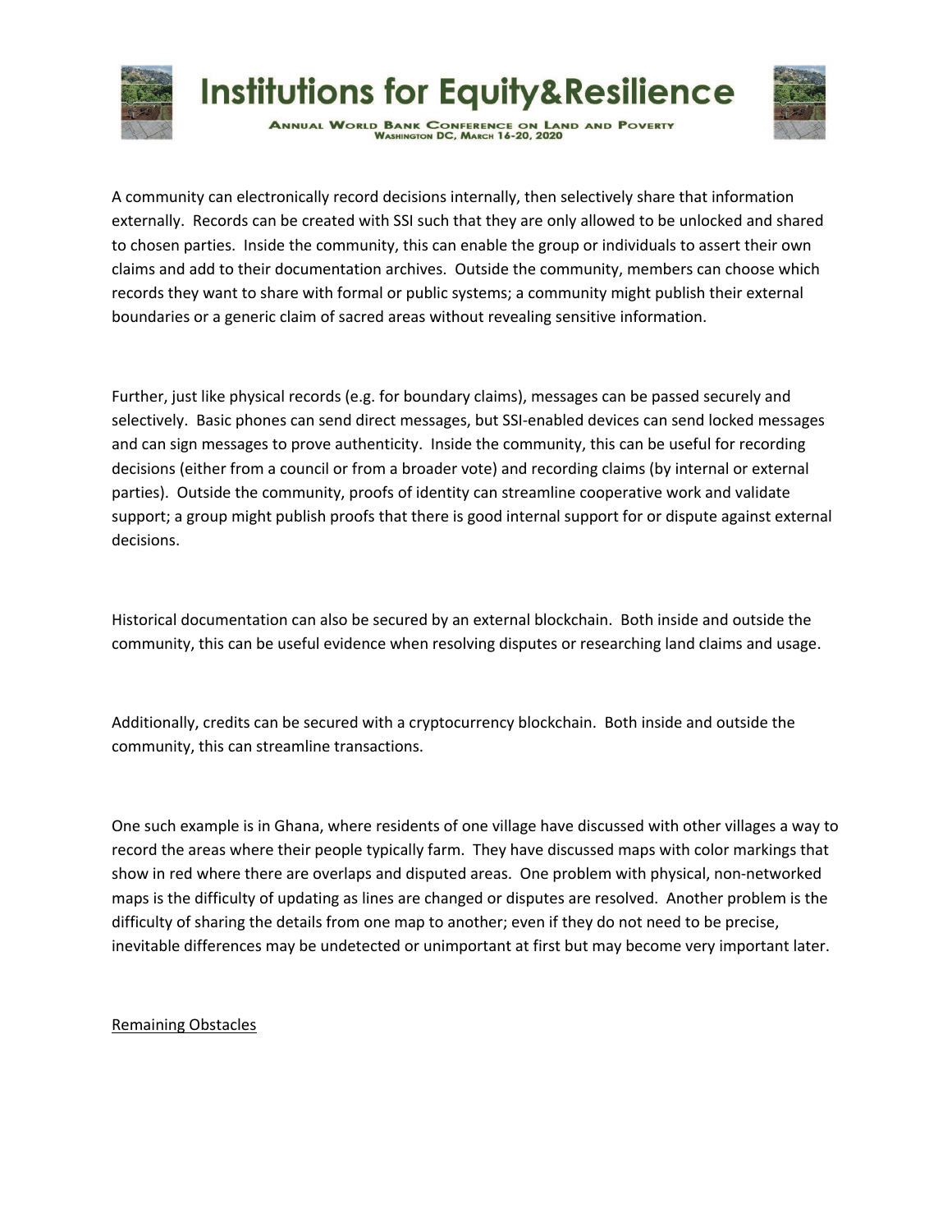A community can electronically record decisions internally, then selectively share that information externally. Records can be created with SSI such that they are only allowed to be unlocked and shared to chosen parties. Inside the community, this can enable the group or individuals to assert their own claims and add to their documentation archives. Outside the community, members can choose which records they want to share with formal or public systems; a community might publish their external boundaries or a generic claim of sacred areas without revealing sensitive information.

Further, just like physical records (e.g. for boundary claims), messages can be passed securely and selectively. Basic phones can send direct messages, but SSI-enabled devices can send locked messages and can sign messages to prove authenticity. Inside the community, this can be useful for recording decisions (either from a council or from a broader vote) and recording claims (by internal or external parties). Outside the community, proofs of identity can streamline cooperative work and validate support; a group might publish proofs that there is good internal support for or dispute against external decisions.

Historical documentation can also be secured by an external blockchain. Both inside and outside the community, this can be useful evidence when resolving disputes or researching land claims and usage.

Additionally, credits can be secured with a cryptocurrency blockchain. Both inside and outside the community, this can streamline transactions.

One such example is in Ghana, where residents of one village have discussed with other villages a way to record the areas where their people typically farm. They have discussed maps with color markings that show in red where there are overlaps and disputed areas. One problem with physical, non-networked maps is the difficulty of updating as lines are changed or disputes are resolved. Another problem is the difficulty of sharing the details from one map to another; even if they do not need to be precise, inevitable differences may be undetected or unimportant at first but may become very important later.

<u>Remaining Obstacles</u>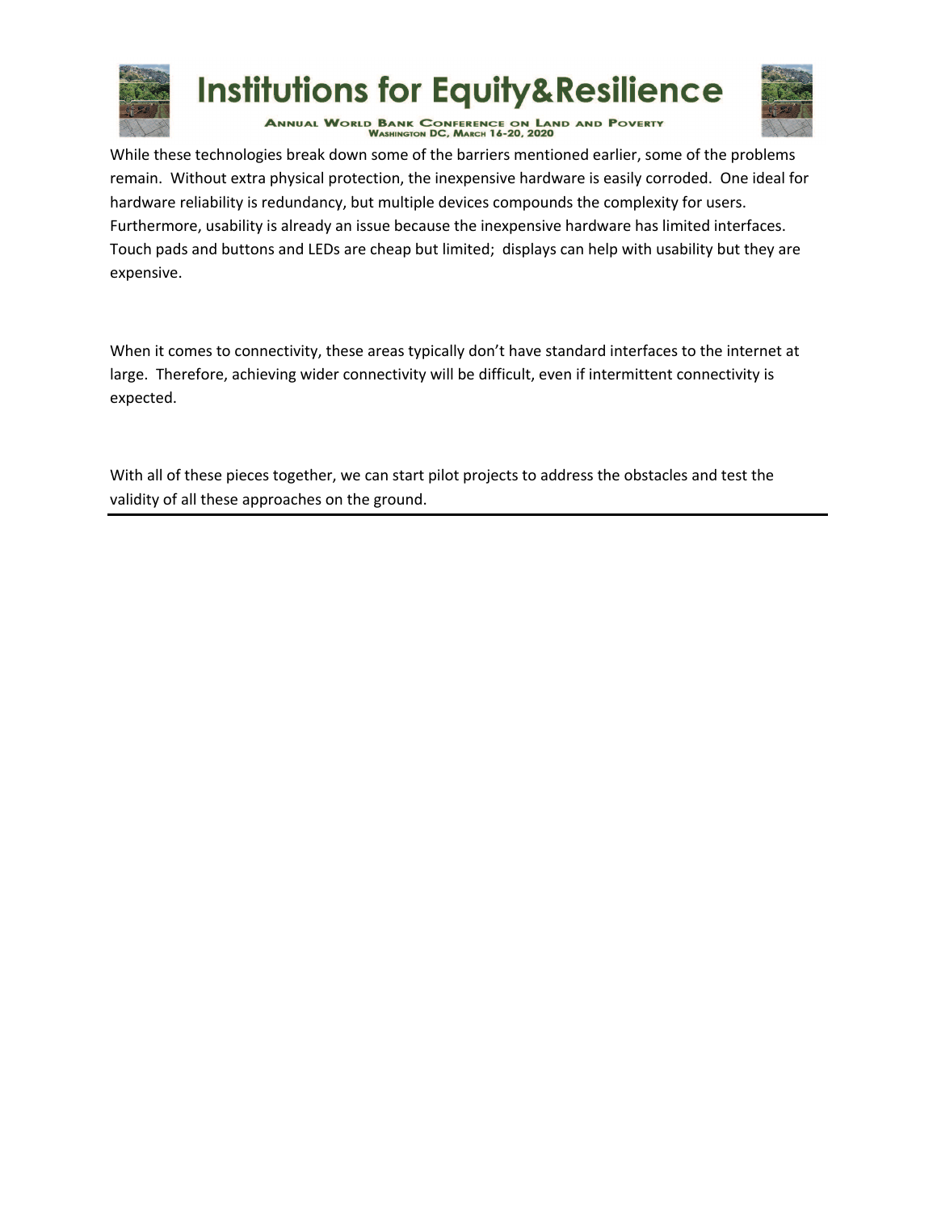While these technologies break down some of the barriers mentioned earlier, some of the problems remain. Without extra physical protection, the inexpensive hardware is easily corroded. One ideal for hardware reliability is redundancy, but multiple devices compounds the complexity for users. Furthermore, usability is already an issue because the inexpensive hardware has limited interfaces. Touch pads and buttons and LEDs are cheap but limited; displays can help with usability but they are expensive.

When it comes to connectivity, these areas typically don't have standard interfaces to the internet at large. Therefore, achieving wider connectivity will be difficult, even if intermittent connectivity is expected.

With all of these pieces together, we can start pilot projects to address the obstacles and test the validity of all these approaches on the ground.